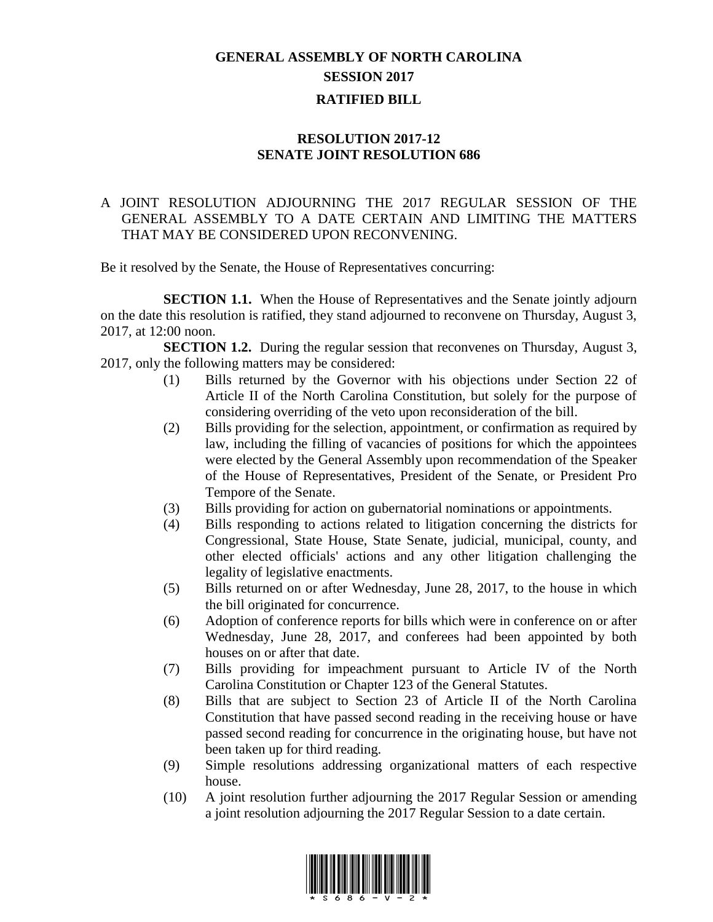# GENERAL ASSEMBLY OF NORTH CAROLINA
## SESSION 2017
## RATIFIED BILL

### RESOLUTION 2017-12
### SENATE JOINT RESOLUTION 686

A JOINT RESOLUTION ADJOURNING THE 2017 REGULAR SESSION OF THE GENERAL ASSEMBLY TO A DATE CERTAIN AND LIMITING THE MATTERS THAT MAY BE CONSIDERED UPON RECONVENING.

Be it resolved by the Senate, the House of Representatives concurring:

**SECTION 1.1.** When the House of Representatives and the Senate jointly adjourn on the date this resolution is ratified, they stand adjourned to reconvene on Thursday, August 3, 2017, at 12:00 noon.

**SECTION 1.2.** During the regular session that reconvenes on Thursday, August 3, 2017, only the following matters may be considered:

(1) Bills returned by the Governor with his objections under Section 22 of Article II of the North Carolina Constitution, but solely for the purpose of considering overriding of the veto upon reconsideration of the bill.

(2) Bills providing for the selection, appointment, or confirmation as required by law, including the filling of vacancies of positions for which the appointees were elected by the General Assembly upon recommendation of the Speaker of the House of Representatives, President of the Senate, or President Pro Tempore of the Senate.

(3) Bills providing for action on gubernatorial nominations or appointments.

(4) Bills responding to actions related to litigation concerning the districts for Congressional, State House, State Senate, judicial, municipal, county, and other elected officials' actions and any other litigation challenging the legality of legislative enactments.

(5) Bills returned on or after Wednesday, June 28, 2017, to the house in which the bill originated for concurrence.

(6) Adoption of conference reports for bills which were in conference on or after Wednesday, June 28, 2017, and conferees had been appointed by both houses on or after that date.

(7) Bills providing for impeachment pursuant to Article IV of the North Carolina Constitution or Chapter 123 of the General Statutes.

(8) Bills that are subject to Section 23 of Article II of the North Carolina Constitution that have passed second reading in the receiving house or have passed second reading for concurrence in the originating house, but have not been taken up for third reading.

(9) Simple resolutions addressing organizational matters of each respective house.

(10) A joint resolution further adjourning the 2017 Regular Session or amending a joint resolution adjourning the 2017 Regular Session to a date certain.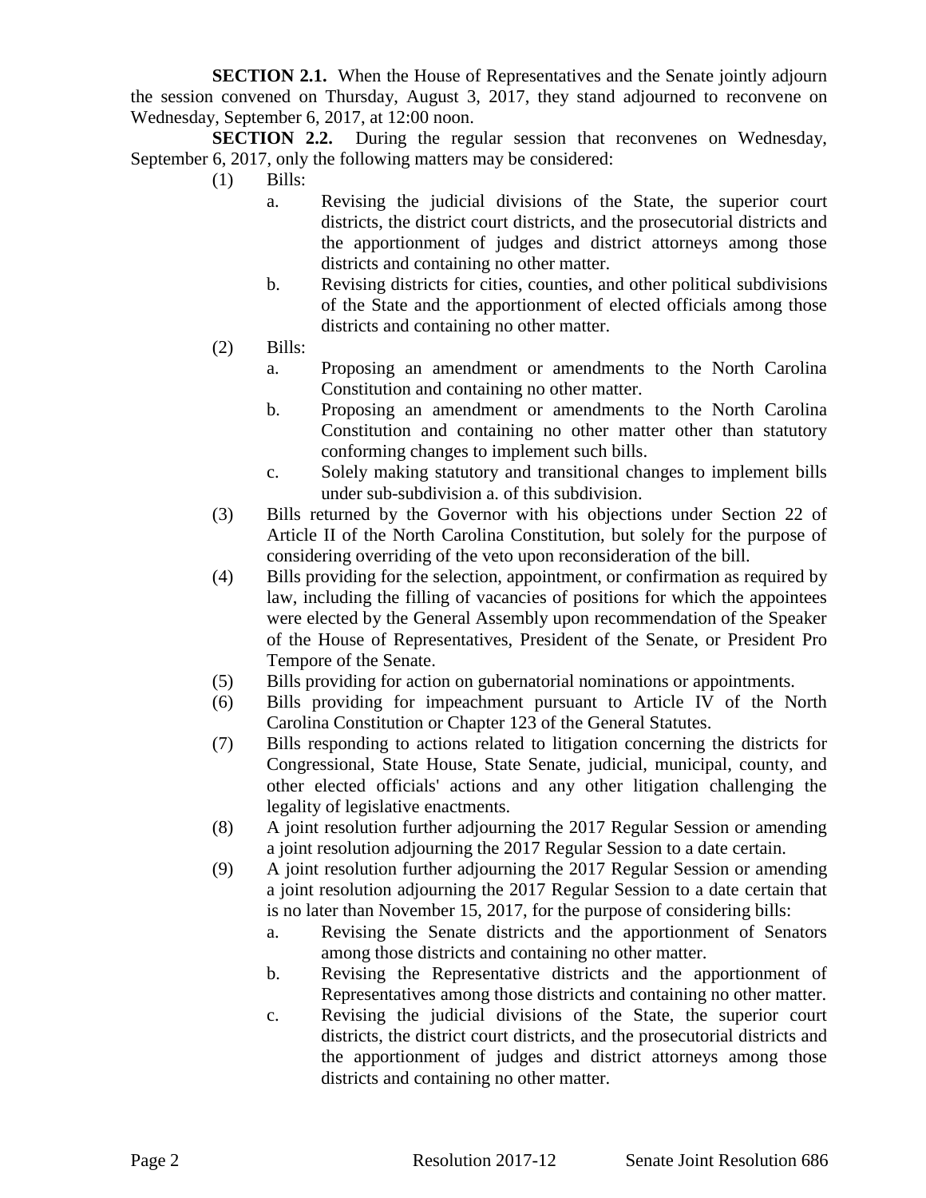**SECTION 2.1.** When the House of Representatives and the Senate jointly adjourn the session convened on Thursday, August 3, 2017, they stand adjourned to reconvene on Wednesday, September 6, 2017, at 12:00 noon.

**SECTION 2.2.** During the regular session that reconvenes on Wednesday, September 6, 2017, only the following matters may be considered:

(1) Bills:

a. Revising the judicial divisions of the State, the superior court districts, the district court districts, and the prosecutorial districts and the apportionment of judges and district attorneys among those districts and containing no other matter.

b. Revising districts for cities, counties, and other political subdivisions of the State and the apportionment of elected officials among those districts and containing no other matter.

(2) Bills:

a. Proposing an amendment or amendments to the North Carolina Constitution and containing no other matter.

b. Proposing an amendment or amendments to the North Carolina Constitution and containing no other matter other than statutory conforming changes to implement such bills.

c. Solely making statutory and transitional changes to implement bills under sub-subdivision a. of this subdivision.

(3) Bills returned by the Governor with his objections under Section 22 of Article II of the North Carolina Constitution, but solely for the purpose of considering overriding of the veto upon reconsideration of the bill.

(4) Bills providing for the selection, appointment, or confirmation as required by law, including the filling of vacancies of positions for which the appointees were elected by the General Assembly upon recommendation of the Speaker of the House of Representatives, President of the Senate, or President Pro Tempore of the Senate.

(5) Bills providing for action on gubernatorial nominations or appointments.

(6) Bills providing for impeachment pursuant to Article IV of the North Carolina Constitution or Chapter 123 of the General Statutes.

(7) Bills responding to actions related to litigation concerning the districts for Congressional, State House, State Senate, judicial, municipal, county, and other elected officials' actions and any other litigation challenging the legality of legislative enactments.

(8) A joint resolution further adjourning the 2017 Regular Session or amending a joint resolution adjourning the 2017 Regular Session to a date certain.

(9) A joint resolution further adjourning the 2017 Regular Session or amending a joint resolution adjourning the 2017 Regular Session to a date certain that is no later than November 15, 2017, for the purpose of considering bills:

a. Revising the Senate districts and the apportionment of Senators among those districts and containing no other matter.

b. Revising the Representative districts and the apportionment of Representatives among those districts and containing no other matter.

c. Revising the judicial divisions of the State, the superior court districts, the district court districts, and the prosecutorial districts and the apportionment of judges and district attorneys among those districts and containing no other matter.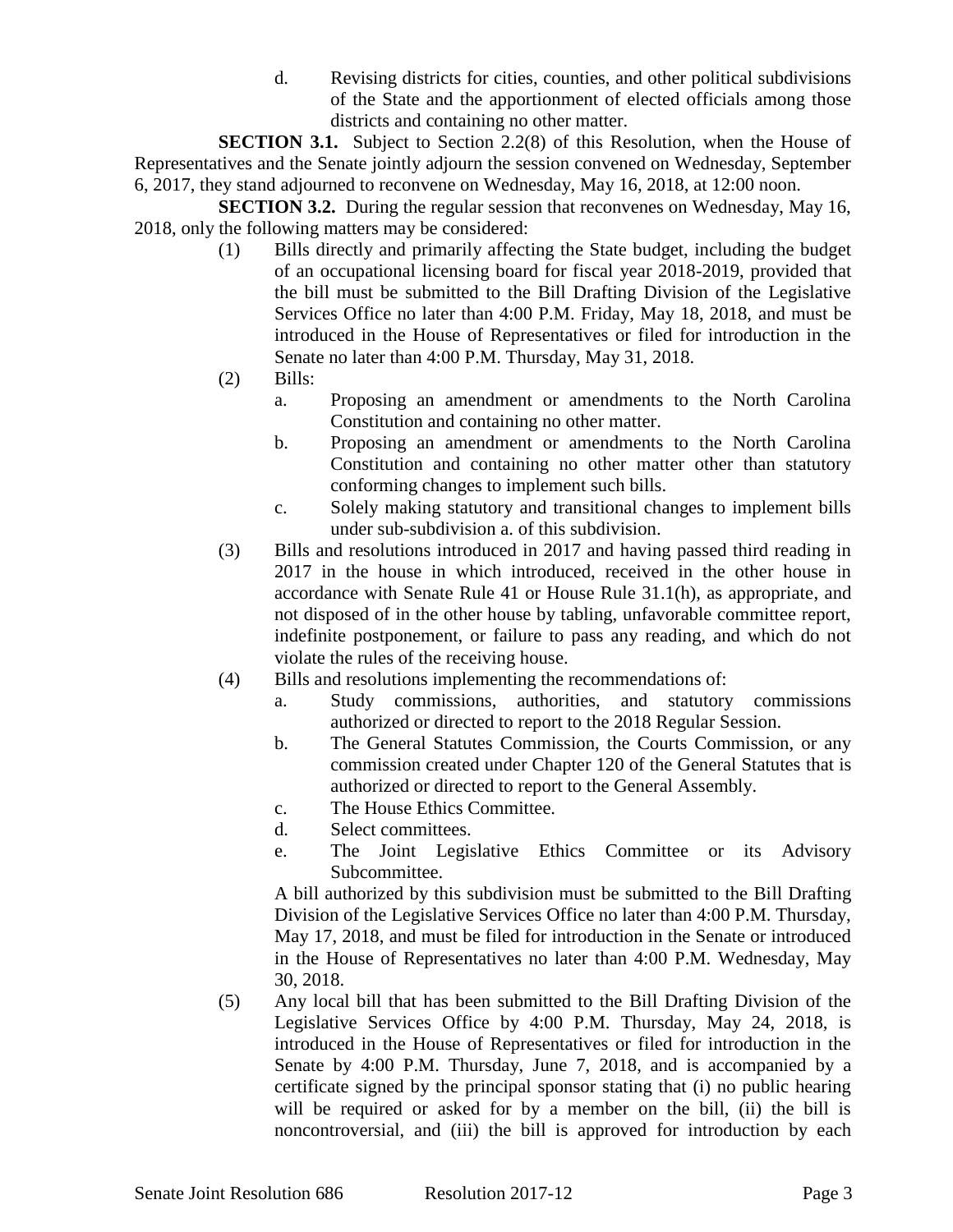d. Revising districts for cities, counties, and other political subdivisions of the State and the apportionment of elected officials among those districts and containing no other matter.

**SECTION 3.1.** Subject to Section 2.2(8) of this Resolution, when the House of Representatives and the Senate jointly adjourn the session convened on Wednesday, September 6, 2017, they stand adjourned to reconvene on Wednesday, May 16, 2018, at 12:00 noon.

**SECTION 3.2.** During the regular session that reconvenes on Wednesday, May 16, 2018, only the following matters may be considered:

(1) Bills directly and primarily affecting the State budget, including the budget of an occupational licensing board for fiscal year 2018-2019, provided that the bill must be submitted to the Bill Drafting Division of the Legislative Services Office no later than 4:00 P.M. Friday, May 18, 2018, and must be introduced in the House of Representatives or filed for introduction in the Senate no later than 4:00 P.M. Thursday, May 31, 2018.

(2) Bills:

a. Proposing an amendment or amendments to the North Carolina Constitution and containing no other matter.

b. Proposing an amendment or amendments to the North Carolina Constitution and containing no other matter other than statutory conforming changes to implement such bills.

c. Solely making statutory and transitional changes to implement bills under sub-subdivision a. of this subdivision.

(3) Bills and resolutions introduced in 2017 and having passed third reading in 2017 in the house in which introduced, received in the other house in accordance with Senate Rule 41 or House Rule 31.1(h), as appropriate, and not disposed of in the other house by tabling, unfavorable committee report, indefinite postponement, or failure to pass any reading, and which do not violate the rules of the receiving house.

(4) Bills and resolutions implementing the recommendations of:

a. Study commissions, authorities, and statutory commissions authorized or directed to report to the 2018 Regular Session.

b. The General Statutes Commission, the Courts Commission, or any commission created under Chapter 120 of the General Statutes that is authorized or directed to report to the General Assembly.

c. The House Ethics Committee.

d. Select committees.

e. The Joint Legislative Ethics Committee or its Advisory Subcommittee.

A bill authorized by this subdivision must be submitted to the Bill Drafting Division of the Legislative Services Office no later than 4:00 P.M. Thursday, May 17, 2018, and must be filed for introduction in the Senate or introduced in the House of Representatives no later than 4:00 P.M. Wednesday, May 30, 2018.

(5) Any local bill that has been submitted to the Bill Drafting Division of the Legislative Services Office by 4:00 P.M. Thursday, May 24, 2018, is introduced in the House of Representatives or filed for introduction in the Senate by 4:00 P.M. Thursday, June 7, 2018, and is accompanied by a certificate signed by the principal sponsor stating that (i) no public hearing will be required or asked for by a member on the bill, (ii) the bill is noncontroversial, and (iii) the bill is approved for introduction by each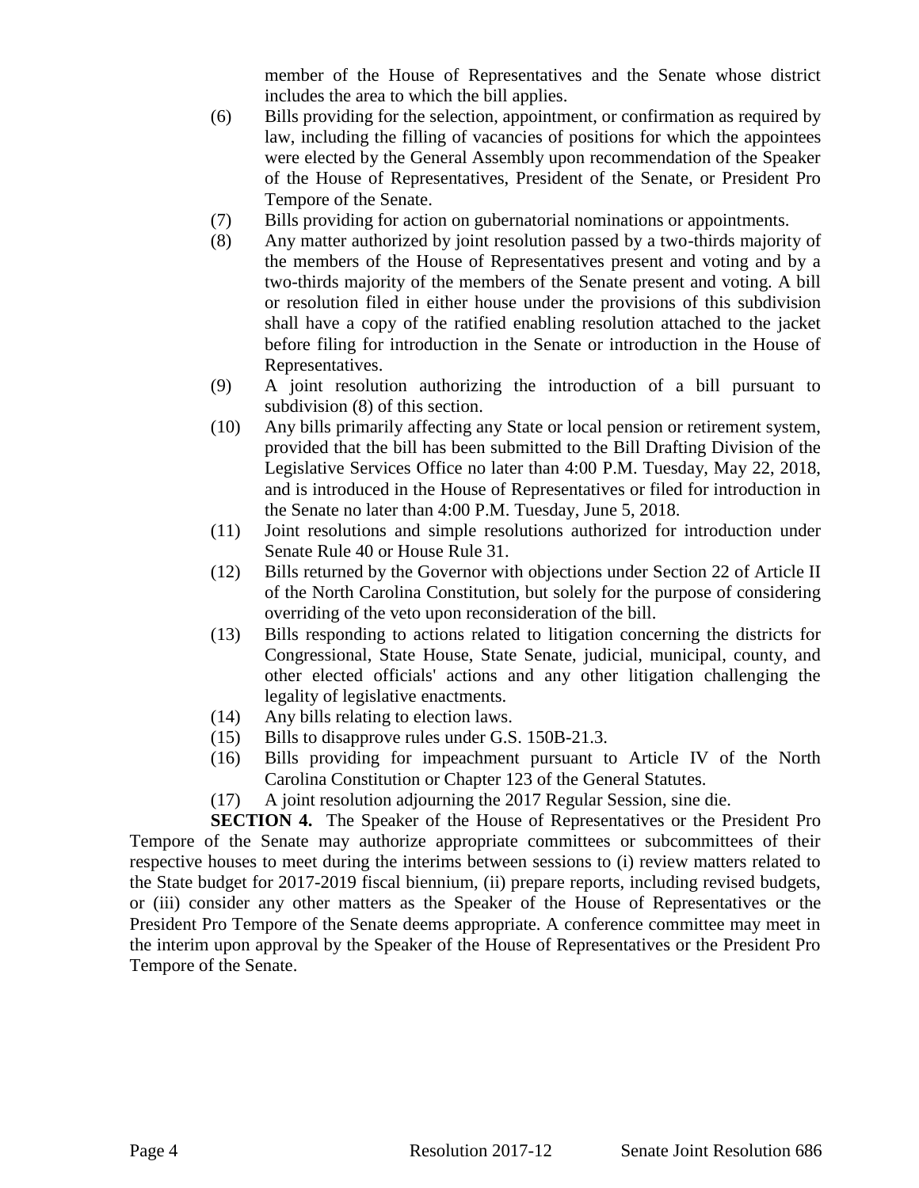member of the House of Representatives and the Senate whose district includes the area to which the bill applies.

(6) Bills providing for the selection, appointment, or confirmation as required by law, including the filling of vacancies of positions for which the appointees were elected by the General Assembly upon recommendation of the Speaker of the House of Representatives, President of the Senate, or President Pro Tempore of the Senate.

(7) Bills providing for action on gubernatorial nominations or appointments.

(8) Any matter authorized by joint resolution passed by a two-thirds majority of the members of the House of Representatives present and voting and by a two-thirds majority of the members of the Senate present and voting. A bill or resolution filed in either house under the provisions of this subdivision shall have a copy of the ratified enabling resolution attached to the jacket before filing for introduction in the Senate or introduction in the House of Representatives.

(9) A joint resolution authorizing the introduction of a bill pursuant to subdivision (8) of this section.

(10) Any bills primarily affecting any State or local pension or retirement system, provided that the bill has been submitted to the Bill Drafting Division of the Legislative Services Office no later than 4:00 P.M. Tuesday, May 22, 2018, and is introduced in the House of Representatives or filed for introduction in the Senate no later than 4:00 P.M. Tuesday, June 5, 2018.

(11) Joint resolutions and simple resolutions authorized for introduction under Senate Rule 40 or House Rule 31.

(12) Bills returned by the Governor with objections under Section 22 of Article II of the North Carolina Constitution, but solely for the purpose of considering overriding of the veto upon reconsideration of the bill.

(13) Bills responding to actions related to litigation concerning the districts for Congressional, State House, State Senate, judicial, municipal, county, and other elected officials' actions and any other litigation challenging the legality of legislative enactments.

(14) Any bills relating to election laws.

(15) Bills to disapprove rules under G.S. 150B-21.3.

(16) Bills providing for impeachment pursuant to Article IV of the North Carolina Constitution or Chapter 123 of the General Statutes.

(17) A joint resolution adjourning the 2017 Regular Session, sine die.

**SECTION 4.** The Speaker of the House of Representatives or the President Pro Tempore of the Senate may authorize appropriate committees or subcommittees of their respective houses to meet during the interims between sessions to (i) review matters related to the State budget for 2017-2019 fiscal biennium, (ii) prepare reports, including revised budgets, or (iii) consider any other matters as the Speaker of the House of Representatives or the President Pro Tempore of the Senate deems appropriate. A conference committee may meet in the interim upon approval by the Speaker of the House of Representatives or the President Pro Tempore of the Senate.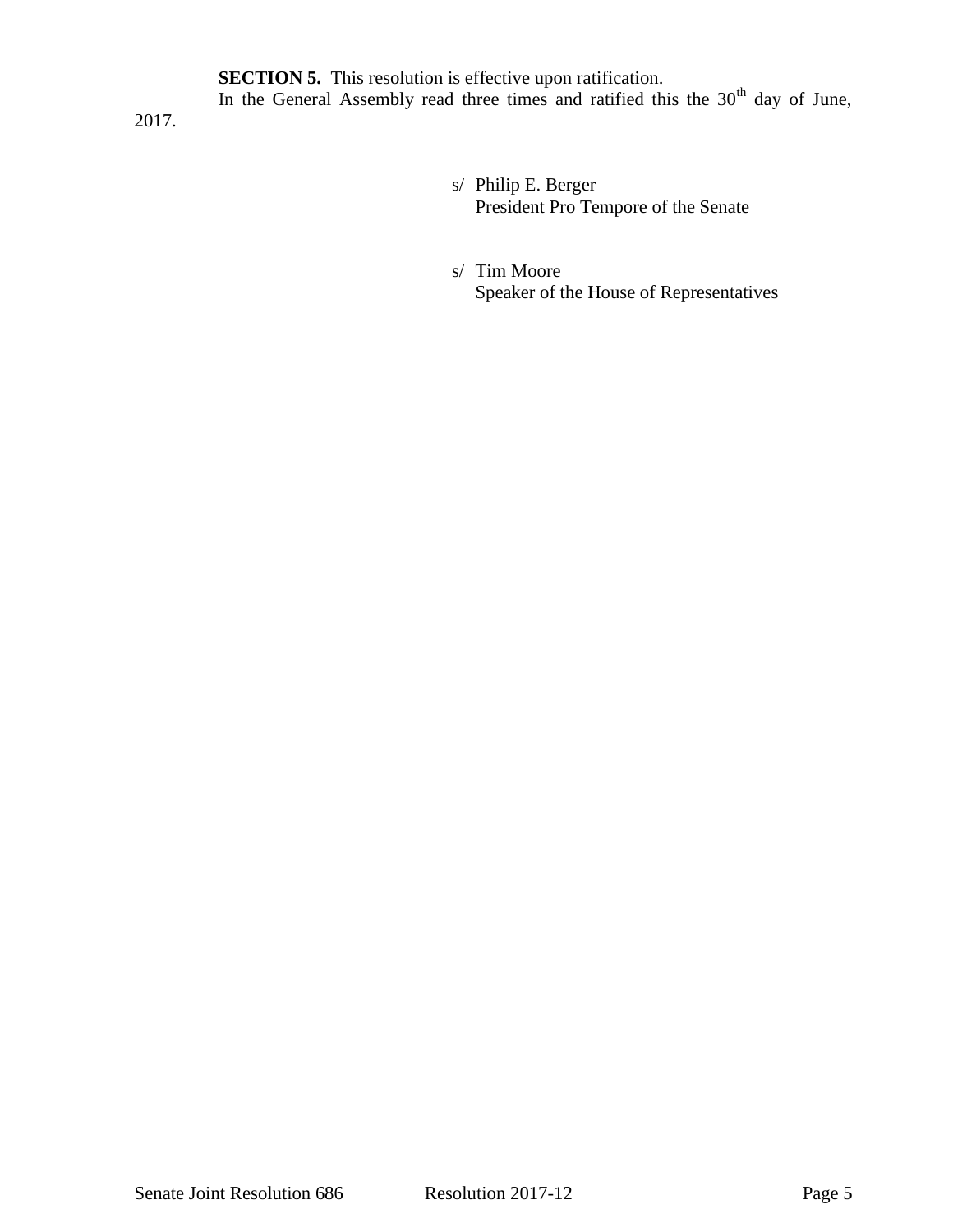**SECTION 5.** This resolution is effective upon ratification.

In the General Assembly read three times and ratified this the 30th day of June, 2017.

s/ Philip E. Berger
President Pro Tempore of the Senate

s/ Tim Moore
Speaker of the House of Representatives